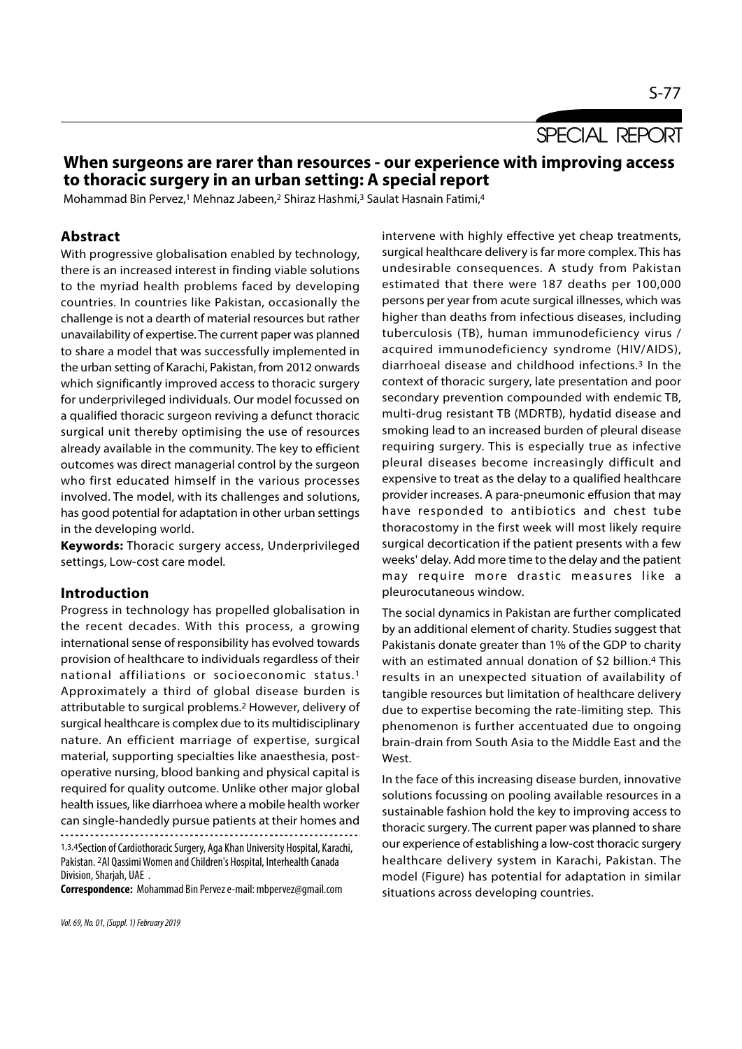SPECIAL REPORT

# When surgeons are rarer than resources - our experience with improving access to thoracic surgery in an urban setting: A special report

Mohammad Bin Pervez,[1] Mehnaz Jabeen,[2] Shiraz Hashmi,[3] Saulat Hasnain Fatimi,[4]

## Abstract

With progressive globalisation enabled by technology, there is an increased interest in finding viable solutions to the myriad health problems faced by developing countries. In countries like Pakistan, occasionally the challenge is not a dearth of material resources but rather unavailability of expertise. The current paper was planned to share a model that was successfully implemented in the urban setting of Karachi, Pakistan, from 2012 onwards which significantly improved access to thoracic surgery for underprivileged individuals. Our model focussed on a qualified thoracic surgeon reviving a defunct thoracic surgical unit thereby optimising the use of resources already available in the community. The key to efficient outcomes was direct managerial control by the surgeon who first educated himself in the various processes involved. The model, with its challenges and solutions, has good potential for adaptation in other urban settings in the developing world.

**Keywords:** Thoracic surgery access, Underprivileged settings, Low-cost care model.

## Introduction

Progress in technology has propelled globalisation in the recent decades. With this process, a growing international sense of responsibility has evolved towards provision of healthcare to individuals regardless of their national affiliations or socioeconomic status.[1] Approximately a third of global disease burden is attributable to surgical problems.[2] However, delivery of surgical healthcare is complex due to its multidisciplinary nature. An efficient marriage of expertise, surgical material, supporting specialties like anaesthesia, post-operative nursing, blood banking and physical capital is required for quality outcome. Unlike other major global health issues, like diarrhoea where a mobile health worker can single-handedly pursue patients at their homes and intervene with highly effective yet cheap treatments, surgical healthcare delivery is far more complex. This has undesirable consequences. A study from Pakistan estimated that there were 187 deaths per 100,000 persons per year from acute surgical illnesses, which was higher than deaths from infectious diseases, including tuberculosis (TB), human immunodeficiency virus / acquired immunodeficiency syndrome (HIV/AIDS), diarrhoeal disease and childhood infections.[3] In the context of thoracic surgery, late presentation and poor secondary prevention compounded with endemic TB, multi-drug resistant TB (MDRTB), hydatid disease and smoking lead to an increased burden of pleural disease requiring surgery. This is especially true as infective pleural diseases become increasingly difficult and expensive to treat as the delay to a qualified healthcare provider increases. A para-pneumonic effusion that may have responded to antibiotics and chest tube thoracostomy in the first week will most likely require surgical decortication if the patient presents with a few weeks' delay. Add more time to the delay and the patient may require more drastic measures like a pleurocutaneous window.

The social dynamics in Pakistan are further complicated by an additional element of charity. Studies suggest that Pakistanis donate greater than 1% of the GDP to charity with an estimated annual donation of $2 billion.[4] This results in an unexpected situation of availability of tangible resources but limitation of healthcare delivery due to expertise becoming the rate-limiting step. This phenomenon is further accentuated due to ongoing brain-drain from South Asia to the Middle East and the West.

In the face of this increasing disease burden, innovative solutions focussing on pooling available resources in a sustainable fashion hold the key to improving access to thoracic surgery. The current paper was planned to share our experience of establishing a low-cost thoracic surgery healthcare delivery system in Karachi, Pakistan. The model (Figure) has potential for adaptation in similar situations across developing countries.

---

[1,3,4]Section of Cardiothoracic Surgery, Aga Khan University Hospital, Karachi, Pakistan. [2]Al Qassimi Women and Children's Hospital, Interhealth Canada Division, Sharjah, UAE .

**Correspondence:** Mohammad Bin Pervez e-mail: mbpervez@gmail.com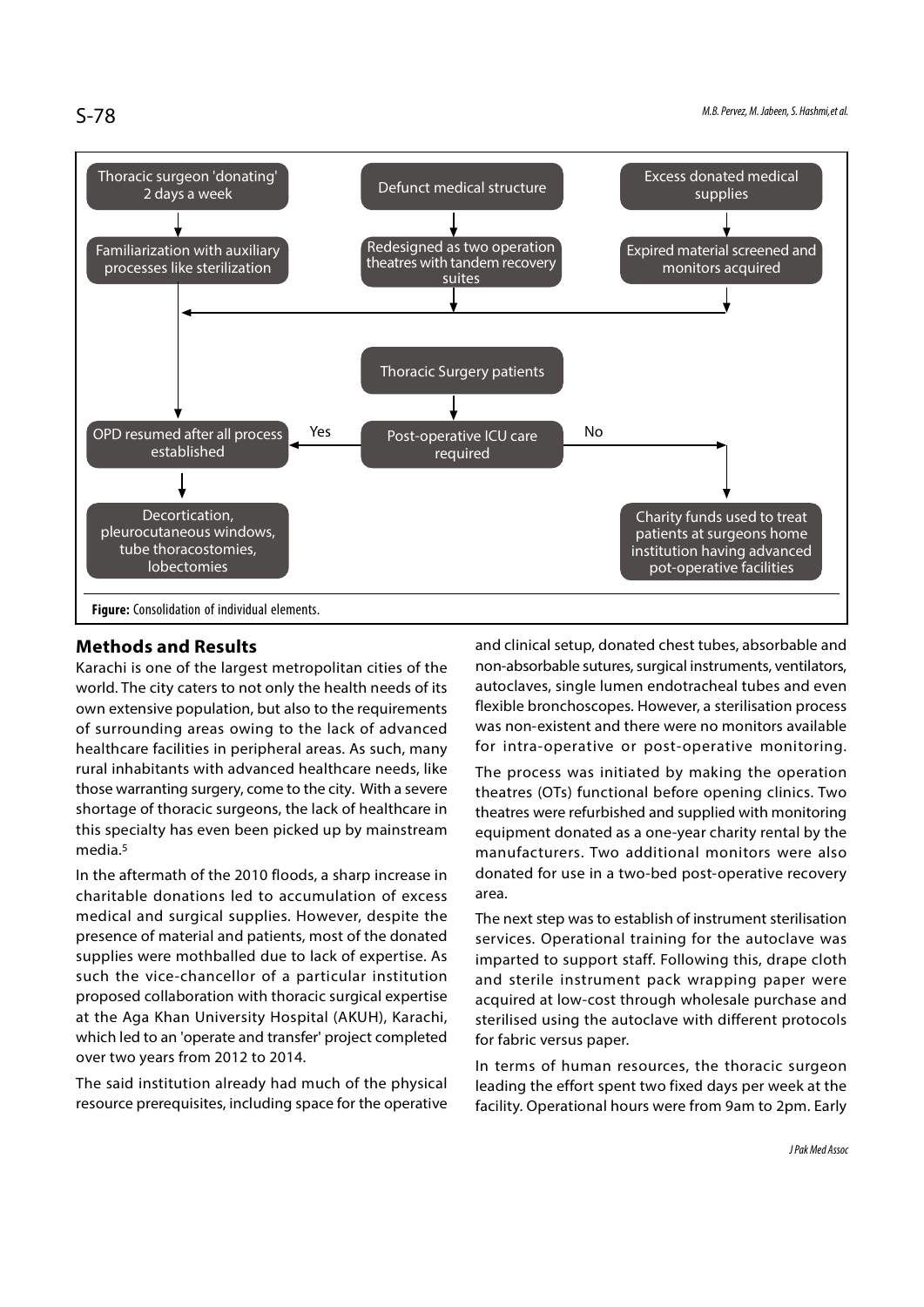Figure: Consolidation of individual elements.

## Methods and Results

Karachi is one of the largest metropolitan cities of the world. The city caters to not only the health needs of its own extensive population, but also to the requirements of surrounding areas owing to the lack of advanced healthcare facilities in peripheral areas. As such, many rural inhabitants with advanced healthcare needs, like those warranting surgery, come to the city. With a severe shortage of thoracic surgeons, the lack of healthcare in this specialty has even been picked up by mainstream media.[5]

In the aftermath of the 2010 floods, a sharp increase in charitable donations led to accumulation of excess medical and surgical supplies. However, despite the presence of material and patients, most of the donated supplies were mothballed due to lack of expertise. As such the vice-chancellor of a particular institution proposed collaboration with thoracic surgical expertise at the Aga Khan University Hospital (AKUH), Karachi, which led to an 'operate and transfer' project completed over two years from 2012 to 2014.

The said institution already had much of the physical resource prerequisites, including space for the operative and clinical setup, donated chest tubes, absorbable and non-absorbable sutures, surgical instruments, ventilators, autoclaves, single lumen endotracheal tubes and even flexible bronchoscopes. However, a sterilisation process was non-existent and there were no monitors available for intra-operative or post-operative monitoring.

The process was initiated by making the operation theatres (OTs) functional before opening clinics. Two theatres were refurbished and supplied with monitoring equipment donated as a one-year charity rental by the manufacturers. Two additional monitors were also donated for use in a two-bed post-operative recovery area.

The next step was to establish of instrument sterilisation services. Operational training for the autoclave was imparted to support staff. Following this, drape cloth and sterile instrument pack wrapping paper were acquired at low-cost through wholesale purchase and sterilised using the autoclave with different protocols for fabric versus paper.

In terms of human resources, the thoracic surgeon leading the effort spent two fixed days per week at the facility. Operational hours were from 9am to 2pm. Early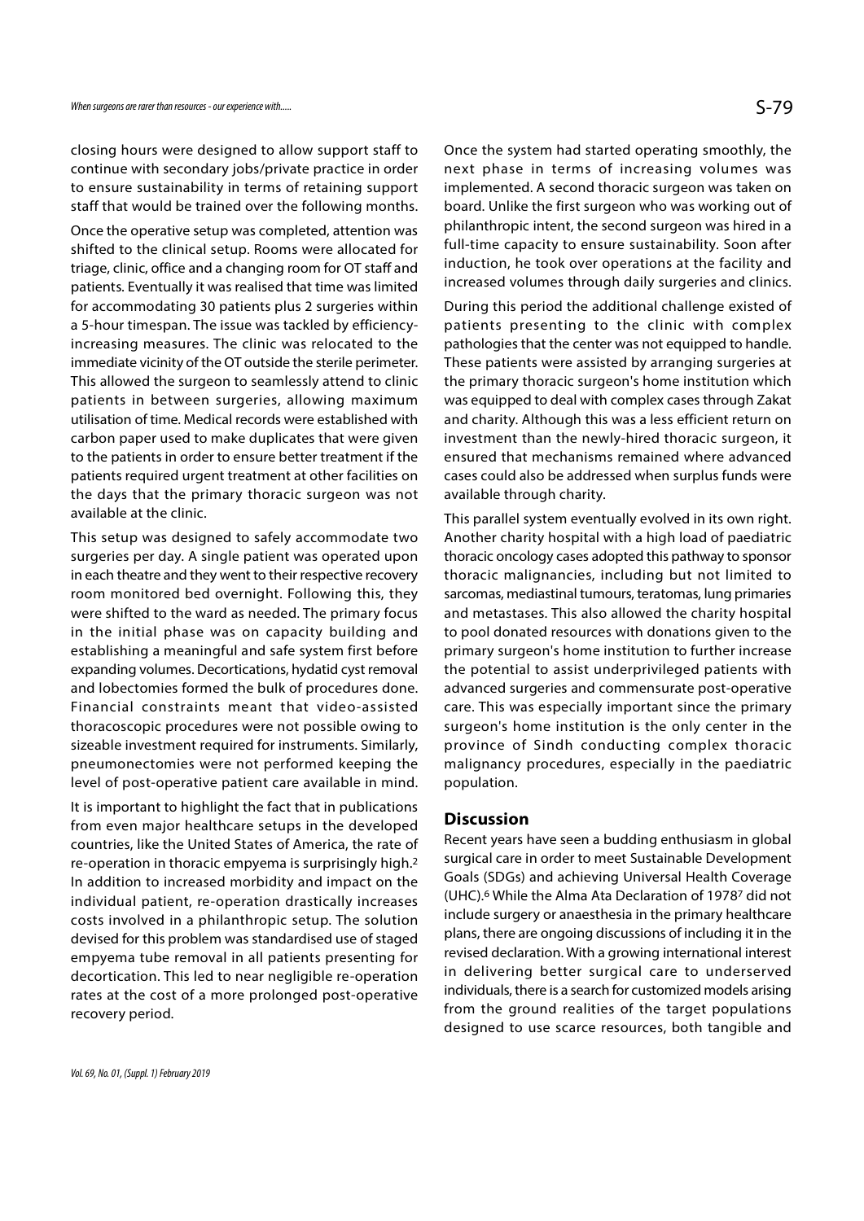closing hours were designed to allow support staff to continue with secondary jobs/private practice in order to ensure sustainability in terms of retaining support staff that would be trained over the following months.

Once the operative setup was completed, attention was shifted to the clinical setup. Rooms were allocated for triage, clinic, office and a changing room for OT staff and patients. Eventually it was realised that time was limited for accommodating 30 patients plus 2 surgeries within a 5-hour timespan. The issue was tackled by efficiency-increasing measures. The clinic was relocated to the immediate vicinity of the OT outside the sterile perimeter. This allowed the surgeon to seamlessly attend to clinic patients in between surgeries, allowing maximum utilisation of time. Medical records were established with carbon paper used to make duplicates that were given to the patients in order to ensure better treatment if the patients required urgent treatment at other facilities on the days that the primary thoracic surgeon was not available at the clinic.

This setup was designed to safely accommodate two surgeries per day. A single patient was operated upon in each theatre and they went to their respective recovery room monitored bed overnight. Following this, they were shifted to the ward as needed. The primary focus in the initial phase was on capacity building and establishing a meaningful and safe system first before expanding volumes. Decortications, hydatid cyst removal and lobectomies formed the bulk of procedures done. Financial constraints meant that video-assisted thoracoscopic procedures were not possible owing to sizeable investment required for instruments. Similarly, pneumonectomies were not performed keeping the level of post-operative patient care available in mind.

It is important to highlight the fact that in publications from even major healthcare setups in the developed countries, like the United States of America, the rate of re-operation in thoracic empyema is surprisingly high.[2] In addition to increased morbidity and impact on the individual patient, re-operation drastically increases costs involved in a philanthropic setup. The solution devised for this problem was standardised use of staged empyema tube removal in all patients presenting for decortication. This led to near negligible re-operation rates at the cost of a more prolonged post-operative recovery period.

Once the system had started operating smoothly, the next phase in terms of increasing volumes was implemented. A second thoracic surgeon was taken on board. Unlike the first surgeon who was working out of philanthropic intent, the second surgeon was hired in a full-time capacity to ensure sustainability. Soon after induction, he took over operations at the facility and increased volumes through daily surgeries and clinics.

During this period the additional challenge existed of patients presenting to the clinic with complex pathologies that the center was not equipped to handle. These patients were assisted by arranging surgeries at the primary thoracic surgeon's home institution which was equipped to deal with complex cases through Zakat and charity. Although this was a less efficient return on investment than the newly-hired thoracic surgeon, it ensured that mechanisms remained where advanced cases could also be addressed when surplus funds were available through charity.

This parallel system eventually evolved in its own right. Another charity hospital with a high load of paediatric thoracic oncology cases adopted this pathway to sponsor thoracic malignancies, including but not limited to sarcomas, mediastinal tumours, teratomas, lung primaries and metastases. This also allowed the charity hospital to pool donated resources with donations given to the primary surgeon's home institution to further increase the potential to assist underprivileged patients with advanced surgeries and commensurate post-operative care. This was especially important since the primary surgeon's home institution is the only center in the province of Sindh conducting complex thoracic malignancy procedures, especially in the paediatric population.

## Discussion

Recent years have seen a budding enthusiasm in global surgical care in order to meet Sustainable Development Goals (SDGs) and achieving Universal Health Coverage (UHC).[6] While the Alma Ata Declaration of 1978[7] did not include surgery or anaesthesia in the primary healthcare plans, there are ongoing discussions of including it in the revised declaration. With a growing international interest in delivering better surgical care to underserved individuals, there is a search for customized models arising from the ground realities of the target populations designed to use scarce resources, both tangible and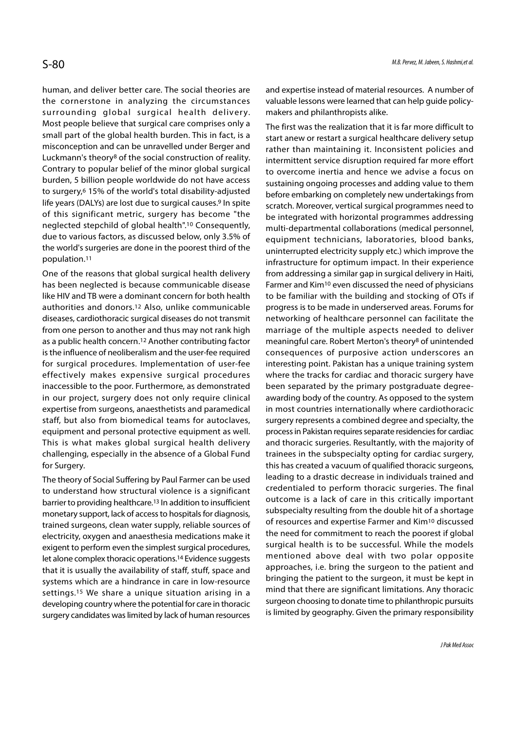human, and deliver better care. The social theories are the cornerstone in analyzing the circumstances surrounding global surgical health delivery. Most people believe that surgical care comprises only a small part of the global health burden. This in fact, is a misconception and can be unravelled under Berger and Luckmann's theory[8] of the social construction of reality. Contrary to popular belief of the minor global surgical burden, 5 billion people worldwide do not have access to surgery,[6] 15% of the world's total disability-adjusted life years (DALYs) are lost due to surgical causes.[9] In spite of this significant metric, surgery has become "the neglected stepchild of global health".[10] Consequently, due to various factors, as discussed below, only 3.5% of the world's surgeries are done in the poorest third of the population.[11]

One of the reasons that global surgical health delivery has been neglected is because communicable disease like HIV and TB were a dominant concern for both health authorities and donors.[12] Also, unlike communicable diseases, cardiothoracic surgical diseases do not transmit from one person to another and thus may not rank high as a public health concern.[12] Another contributing factor is the influence of neoliberalism and the user-fee required for surgical procedures. Implementation of user-fee effectively makes expensive surgical procedures inaccessible to the poor. Furthermore, as demonstrated in our project, surgery does not only require clinical expertise from surgeons, anaesthetists and paramedical staff, but also from biomedical teams for autoclaves, equipment and personal protective equipment as well. This is what makes global surgical health delivery challenging, especially in the absence of a Global Fund for Surgery.

The theory of Social Suffering by Paul Farmer can be used to understand how structural violence is a significant barrier to providing healthcare.[13] In addition to insufficient monetary support, lack of access to hospitals for diagnosis, trained surgeons, clean water supply, reliable sources of electricity, oxygen and anaesthesia medications make it exigent to perform even the simplest surgical procedures, let alone complex thoracic operations.[14] Evidence suggests that it is usually the availability of staff, stuff, space and systems which are a hindrance in care in low-resource settings.[15] We share a unique situation arising in a developing country where the potential for care in thoracic surgery candidates was limited by lack of human resources and expertise instead of material resources. A number of valuable lessons were learned that can help guide policy-makers and philanthropists alike.

The first was the realization that it is far more difficult to start anew or restart a surgical healthcare delivery setup rather than maintaining it. Inconsistent policies and intermittent service disruption required far more effort to overcome inertia and hence we advise a focus on sustaining ongoing processes and adding value to them before embarking on completely new undertakings from scratch. Moreover, vertical surgical programmes need to be integrated with horizontal programmes addressing multi-departmental collaborations (medical personnel, equipment technicians, laboratories, blood banks, uninterrupted electricity supply etc.) which improve the infrastructure for optimum impact. In their experience from addressing a similar gap in surgical delivery in Haiti, Farmer and Kim[10] even discussed the need of physicians to be familiar with the building and stocking of OTs if progress is to be made in underserved areas. Forums for networking of healthcare personnel can facilitate the marriage of the multiple aspects needed to deliver meaningful care. Robert Merton's theory[8] of unintended consequences of purposive action underscores an interesting point. Pakistan has a unique training system where the tracks for cardiac and thoracic surgery have been separated by the primary postgraduate degree-awarding body of the country. As opposed to the system in most countries internationally where cardiothoracic surgery represents a combined degree and specialty, the process in Pakistan requires separate residencies for cardiac and thoracic surgeries. Resultantly, with the majority of trainees in the subspecialty opting for cardiac surgery, this has created a vacuum of qualified thoracic surgeons, leading to a drastic decrease in individuals trained and credentialed to perform thoracic surgeries. The final outcome is a lack of care in this critically important subspecialty resulting from the double hit of a shortage of resources and expertise Farmer and Kim[10] discussed the need for commitment to reach the poorest if global surgical health is to be successful. While the models mentioned above deal with two polar opposite approaches, i.e. bring the surgeon to the patient and bringing the patient to the surgeon, it must be kept in mind that there are significant limitations. Any thoracic surgeon choosing to donate time to philanthropic pursuits is limited by geography. Given the primary responsibility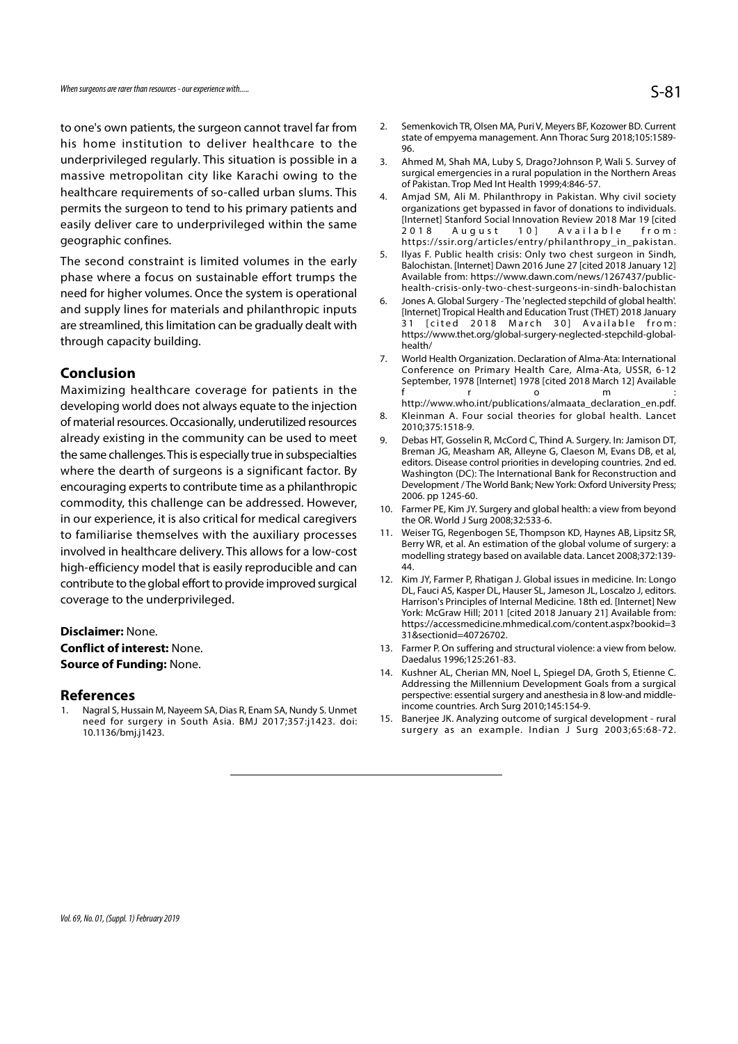to one's own patients, the surgeon cannot travel far from his home institution to deliver healthcare to the underprivileged regularly. This situation is possible in a massive metropolitan city like Karachi owing to the healthcare requirements of so-called urban slums. This permits the surgeon to tend to his primary patients and easily deliver care to underprivileged within the same geographic confines.

The second constraint is limited volumes in the early phase where a focus on sustainable effort trumps the need for higher volumes. Once the system is operational and supply lines for materials and philanthropic inputs are streamlined, this limitation can be gradually dealt with through capacity building.

## Conclusion

Maximizing healthcare coverage for patients in the developing world does not always equate to the injection of material resources. Occasionally, underutilized resources already existing in the community can be used to meet the same challenges. This is especially true in subspecialties where the dearth of surgeons is a significant factor. By encouraging experts to contribute time as a philanthropic commodity, this challenge can be addressed. However, in our experience, it is also critical for medical caregivers to familiarise themselves with the auxiliary processes involved in healthcare delivery. This allows for a low-cost high-efficiency model that is easily reproducible and can contribute to the global effort to provide improved surgical coverage to the underprivileged.

**Disclaimer:** None.
**Conflict of interest:** None.
**Source of Funding:** None.

## References

1. Nagral S, Hussain M, Nayeem SA, Dias R, Enam SA, Nundy S. Unmet need for surgery in South Asia. BMJ 2017;357:j1423. doi: 10.1136/bmj.j1423.
2. Semenkovich TR, Olsen MA, Puri V, Meyers BF, Kozower BD. Current state of empyema management. Ann Thorac Surg 2018;105:1589-96.
3. Ahmed M, Shah MA, Luby S, Drago?Johnson P, Wali S. Survey of surgical emergencies in a rural population in the Northern Areas of Pakistan. Trop Med Int Health 1999;4:846-57.
4. Amjad SM, Ali M. Philanthropy in Pakistan. Why civil society organizations get bypassed in favor of donations to individuals. [Internet] Stanford Social Innovation Review 2018 Mar 19 [cited 2018 August 10] Available from: https://ssir.org/articles/entry/philanthropy_in_pakistan.
5. Ilyas F. Public health crisis: Only two chest surgeon in Sindh, Balochistan. [Internet] Dawn 2016 June 27 [cited 2018 January 12] Available from: https://www.dawn.com/news/1267437/public-health-crisis-only-two-chest-surgeons-in-sindh-balochistan
6. Jones A. Global Surgery - The 'neglected stepchild of global health'. [Internet] Tropical Health and Education Trust (THET) 2018 January 31 [cited 2018 March 30] Available from: https://www.thet.org/global-surgery-neglected-stepchild-global-health/
7. World Health Organization. Declaration of Alma-Ata: International Conference on Primary Health Care, Alma-Ata, USSR, 6-12 September, 1978 [Internet] 1978 [cited 2018 March 12] Available from: http://www.who.int/publications/almaata_declaration_en.pdf.
8. Kleinman A. Four social theories for global health. Lancet 2010;375:1518-9.
9. Debas HT, Gosselin R, McCord C, Thind A. Surgery. In: Jamison DT, Breman JG, Measham AR, Alleyne G, Claeson M, Evans DB, et al, editors. Disease control priorities in developing countries. 2nd ed. Washington (DC): The International Bank for Reconstruction and Development / The World Bank; New York: Oxford University Press; 2006. pp 1245-60.
10. Farmer PE, Kim JY. Surgery and global health: a view from beyond the OR. World J Surg 2008;32:533-6.
11. Weiser TG, Regenbogen SE, Thompson KD, Haynes AB, Lipsitz SR, Berry WR, et al. An estimation of the global volume of surgery: a modelling strategy based on available data. Lancet 2008;372:139-44.
12. Kim JY, Farmer P, Rhatigan J. Global issues in medicine. In: Longo DL, Fauci AS, Kasper DL, Hauser SL, Jameson JL, Loscalzo J, editors. Harrison's Principles of Internal Medicine. 18th ed. [Internet] New York: McGraw Hill; 2011 [cited 2018 January 21] Available from: https://accessmedicine.mhmedical.com/content.aspx?bookid=331&sectionid=40726702.
13. Farmer P. On suffering and structural violence: a view from below. Daedalus 1996;125:261-83.
14. Kushner AL, Cherian MN, Noel L, Spiegel DA, Groth S, Etienne C. Addressing the Millennium Development Goals from a surgical perspective: essential surgery and anesthesia in 8 low-and middle-income countries. Arch Surg 2010;145:154-9.
15. Banerjee JK. Analyzing outcome of surgical development - rural surgery as an example. Indian J Surg 2003;65:68-72.